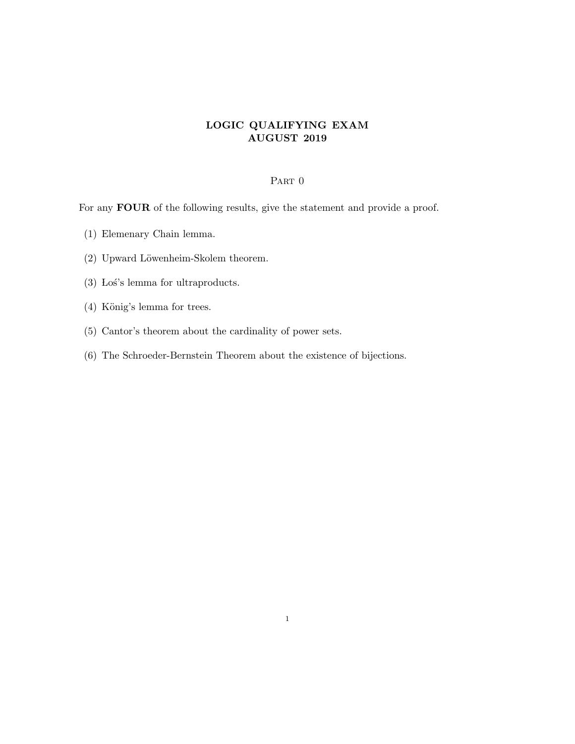# LOGIC QUALIFYING EXAM
# AUGUST 2019

## Part 0

For any **FOUR** of the following results, give the statement and provide a proof.

1. Elemenary Chain lemma.
2. Upward Löwenheim-Skolem theorem.
3. Łoś's lemma for ultraproducts.
4. König's lemma for trees.
5. Cantor's theorem about the cardinality of power sets.
6. The Schroeder-Bernstein Theorem about the existence of bijections.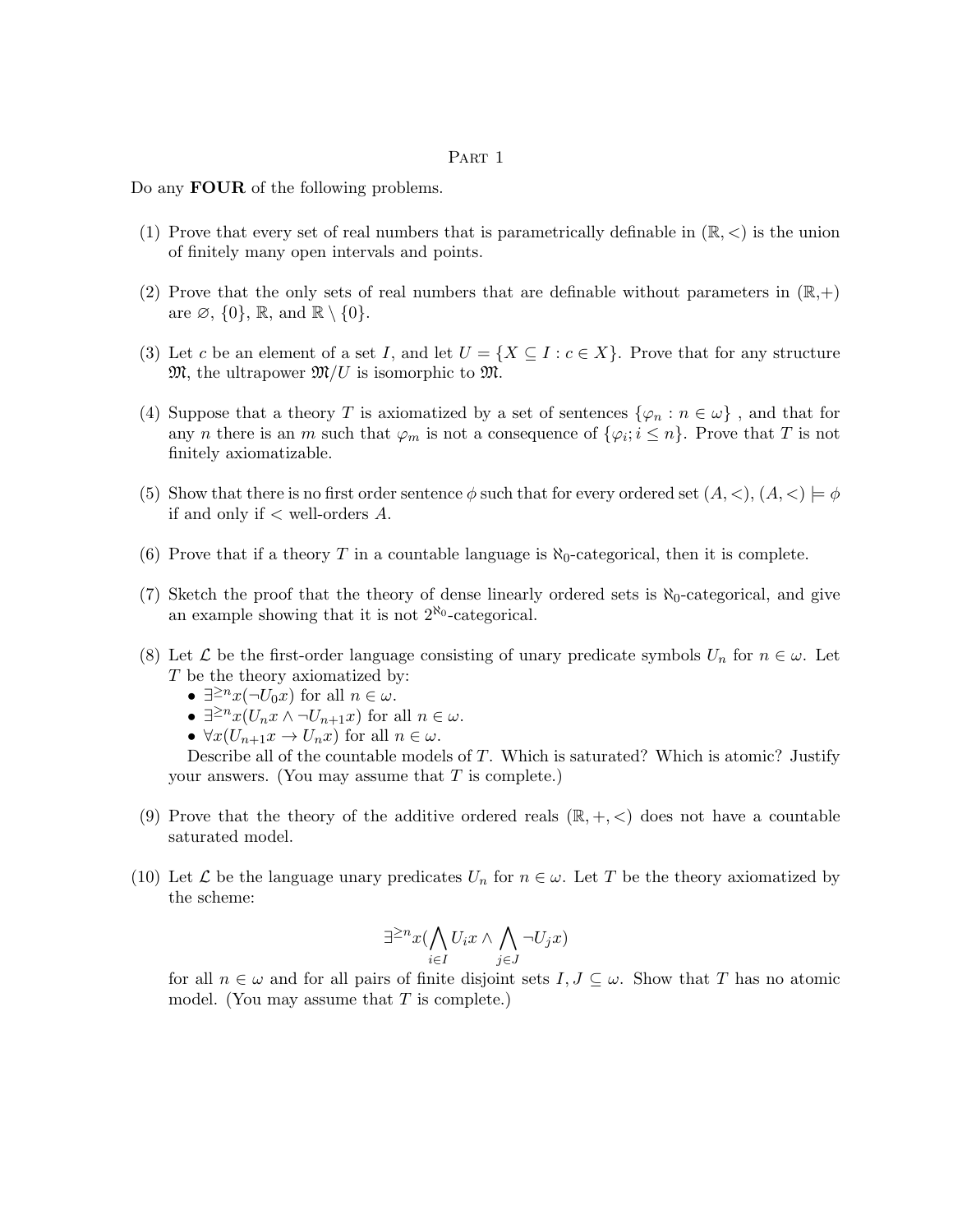# Part 1

Do any **FOUR** of the following problems.

1. Prove that every set of real numbers that is parametrically definable in $(\mathbb{R}, <)$ is the union of finitely many open intervals and points.

2. Prove that the only sets of real numbers that are definable without parameters in $(\mathbb{R},+)$ are $\varnothing$, $\{0\}$, $\mathbb{R}$, and $\mathbb{R} \setminus \{0\}$.

3. Let $c$ be an element of a set $I$, and let $U = \{X \subseteq I : c \in X\}$. Prove that for any structure $\mathfrak{M}$, the ultrapower $\mathfrak{M}/U$ is isomorphic to $\mathfrak{M}$.

4. Suppose that a theory $T$ is axiomatized by a set of sentences $\{\varphi_n : n \in \omega\}$ , and that for any $n$ there is an $m$ such that $\varphi_m$ is not a consequence of $\{\varphi_i; i \leq n\}$. Prove that $T$ is not finitely axiomatizable.

5. Show that there is no first order sentence $\phi$ such that for every ordered set $(A, <)$, $(A, <) \models \phi$ if and only if $<$ well-orders $A$.

6. Prove that if a theory $T$ in a countable language is $\aleph_0$-categorical, then it is complete.

7. Sketch the proof that the theory of dense linearly ordered sets is $\aleph_0$-categorical, and give an example showing that it is not $2^{\aleph_0}$-categorical.

8. Let $\mathcal{L}$ be the first-order language consisting of unary predicate symbols $U_n$ for $n \in \omega$. Let $T$ be the theory axiomatized by:
   - $\exists^{\geq n} x(\neg U_0 x)$ for all $n \in \omega$.
   - $\exists^{\geq n} x(U_n x \wedge \neg U_{n+1} x)$ for all $n \in \omega$.
   - $\forall x(U_{n+1} x \rightarrow U_n x)$ for all $n \in \omega$.

   Describe all of the countable models of $T$. Which is saturated? Which is atomic? Justify your answers. (You may assume that $T$ is complete.)

9. Prove that the theory of the additive ordered reals $(\mathbb{R}, +, <)$ does not have a countable saturated model.

10. Let $\mathcal{L}$ be the language unary predicates $U_n$ for $n \in \omega$. Let $T$ be the theory axiomatized by the scheme:

$$\exists^{\geq n} x\left(\bigwedge_{i \in I} U_i x \wedge \bigwedge_{j \in J} \neg U_j x\right)$$

   for all $n \in \omega$ and for all pairs of finite disjoint sets $I, J \subseteq \omega$. Show that $T$ has no atomic model. (You may assume that $T$ is complete.)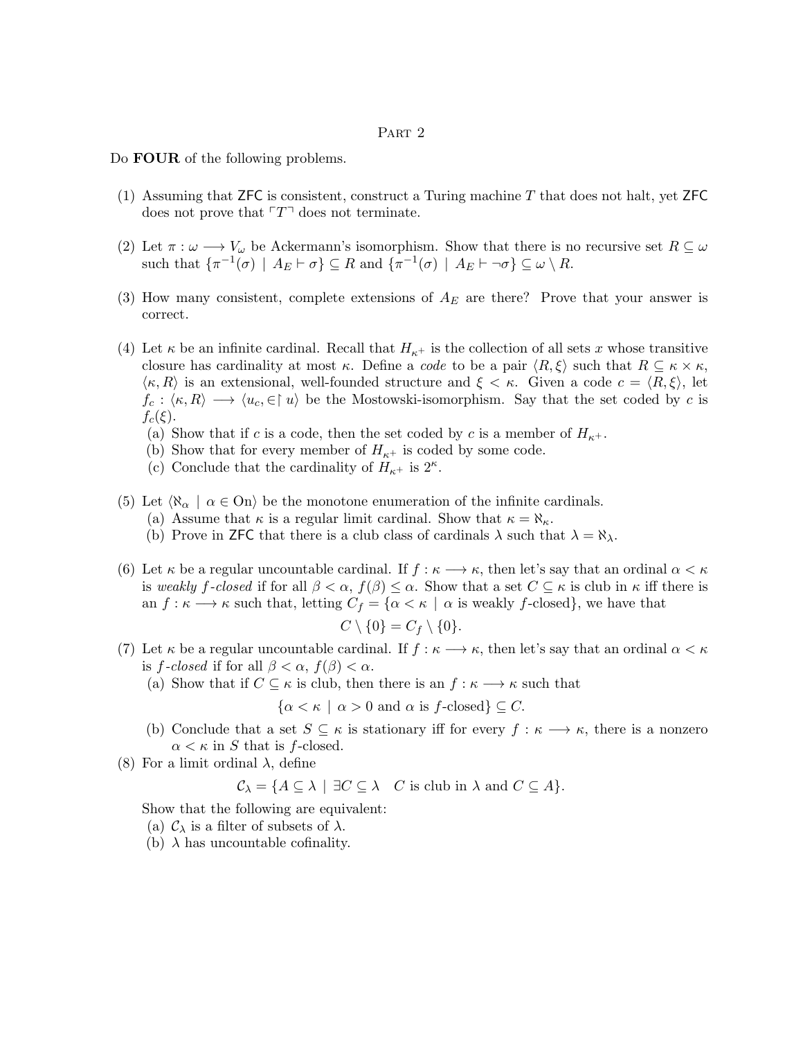## Part 2

Do **FOUR** of the following problems.

(1) Assuming that ZFC is consistent, construct a Turing machine $T$ that does not halt, yet ZFC does not prove that $\ulcorner T \urcorner$ does not terminate.

(2) Let $\pi : \omega \longrightarrow V_\omega$ be Ackermann's isomorphism. Show that there is no recursive set $R \subseteq \omega$ such that $\{\pi^{-1}(\sigma) \mid A_E \vdash \sigma\} \subseteq R$ and $\{\pi^{-1}(\sigma) \mid A_E \vdash \neg\sigma\} \subseteq \omega \setminus R$.

(3) How many consistent, complete extensions of $A_E$ are there? Prove that your answer is correct.

(4) Let $\kappa$ be an infinite cardinal. Recall that $H_{\kappa^+}$ is the collection of all sets $x$ whose transitive closure has cardinality at most $\kappa$. Define a *code* to be a pair $\langle R, \xi \rangle$ such that $R \subseteq \kappa \times \kappa$, $\langle \kappa, R \rangle$ is an extensional, well-founded structure and $\xi < \kappa$. Given a code $c = \langle R, \xi \rangle$, let $f_c : \langle \kappa, R \rangle \longrightarrow \langle u_c, \in\restriction u \rangle$ be the Mostowski-isomorphism. Say that the set coded by $c$ is $f_c(\xi)$.
  (a) Show that if $c$ is a code, then the set coded by $c$ is a member of $H_{\kappa^+}$.
  (b) Show that for every member of $H_{\kappa^+}$ is coded by some code.
  (c) Conclude that the cardinality of $H_{\kappa^+}$ is $2^\kappa$.

(5) Let $\langle \aleph_\alpha \mid \alpha \in \mathrm{On} \rangle$ be the monotone enumeration of the infinite cardinals.
  (a) Assume that $\kappa$ is a regular limit cardinal. Show that $\kappa = \aleph_\kappa$.
  (b) Prove in ZFC that there is a club class of cardinals $\lambda$ such that $\lambda = \aleph_\lambda$.

(6) Let $\kappa$ be a regular uncountable cardinal. If $f : \kappa \longrightarrow \kappa$, then let's say that an ordinal $\alpha < \kappa$ is *weakly $f$-closed* if for all $\beta < \alpha$, $f(\beta) \leq \alpha$. Show that a set $C \subseteq \kappa$ is club in $\kappa$ iff there is an $f : \kappa \longrightarrow \kappa$ such that, letting $C_f = \{\alpha < \kappa \mid \alpha \text{ is weakly } f\text{-closed}\}$, we have that

$$C \setminus \{0\} = C_f \setminus \{0\}.$$

(7) Let $\kappa$ be a regular uncountable cardinal. If $f : \kappa \longrightarrow \kappa$, then let's say that an ordinal $\alpha < \kappa$ is *$f$-closed* if for all $\beta < \alpha$, $f(\beta) < \alpha$.
  (a) Show that if $C \subseteq \kappa$ is club, then there is an $f : \kappa \longrightarrow \kappa$ such that

$$\{\alpha < \kappa \mid \alpha > 0 \text{ and } \alpha \text{ is } f\text{-closed}\} \subseteq C.$$

  (b) Conclude that a set $S \subseteq \kappa$ is stationary iff for every $f : \kappa \longrightarrow \kappa$, there is a nonzero $\alpha < \kappa$ in $S$ that is $f$-closed.

(8) For a limit ordinal $\lambda$, define

$$\mathcal{C}_\lambda = \{A \subseteq \lambda \mid \exists C \subseteq \lambda \quad C \text{ is club in } \lambda \text{ and } C \subseteq A\}.$$

Show that the following are equivalent:
  (a) $\mathcal{C}_\lambda$ is a filter of subsets of $\lambda$.
  (b) $\lambda$ has uncountable cofinality.